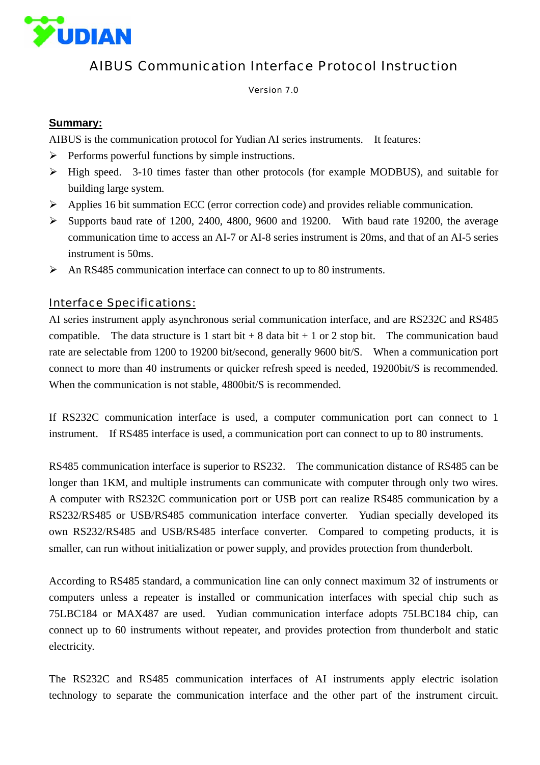YUDIAN

# AIBUS Communication Interface Protocol Instruction

Version 7.0

## Summary:

AIBUS is the communication protocol for Yudian AI series instruments. It features:

- Performs powerful functions by simple instructions.
- High speed. 3-10 times faster than other protocols (for example MODBUS), and suitable for building large system.
- Applies 16 bit summation ECC (error correction code) and provides reliable communication.
- Supports baud rate of 1200, 2400, 4800, 9600 and 19200. With baud rate 19200, the average communication time to access an AI-7 or AI-8 series instrument is 20ms, and that of an AI-5 series instrument is 50ms.
- An RS485 communication interface can connect to up to 80 instruments.

## Interface Specifications:

AI series instrument apply asynchronous serial communication interface, and are RS232C and RS485 compatible. The data structure is 1 start bit + 8 data bit + 1 or 2 stop bit. The communication baud rate are selectable from 1200 to 19200 bit/second, generally 9600 bit/S. When a communication port connect to more than 40 instruments or quicker refresh speed is needed, 19200bit/S is recommended. When the communication is not stable, 4800bit/S is recommended.

If RS232C communication interface is used, a computer communication port can connect to 1 instrument. If RS485 interface is used, a communication port can connect to up to 80 instruments.

RS485 communication interface is superior to RS232. The communication distance of RS485 can be longer than 1KM, and multiple instruments can communicate with computer through only two wires. A computer with RS232C communication port or USB port can realize RS485 communication by a RS232/RS485 or USB/RS485 communication interface converter. Yudian specially developed its own RS232/RS485 and USB/RS485 interface converter. Compared to competing products, it is smaller, can run without initialization or power supply, and provides protection from thunderbolt.

According to RS485 standard, a communication line can only connect maximum 32 of instruments or computers unless a repeater is installed or communication interfaces with special chip such as 75LBC184 or MAX487 are used. Yudian communication interface adopts 75LBC184 chip, can connect up to 60 instruments without repeater, and provides protection from thunderbolt and static electricity.

The RS232C and RS485 communication interfaces of AI instruments apply electric isolation technology to separate the communication interface and the other part of the instrument circuit.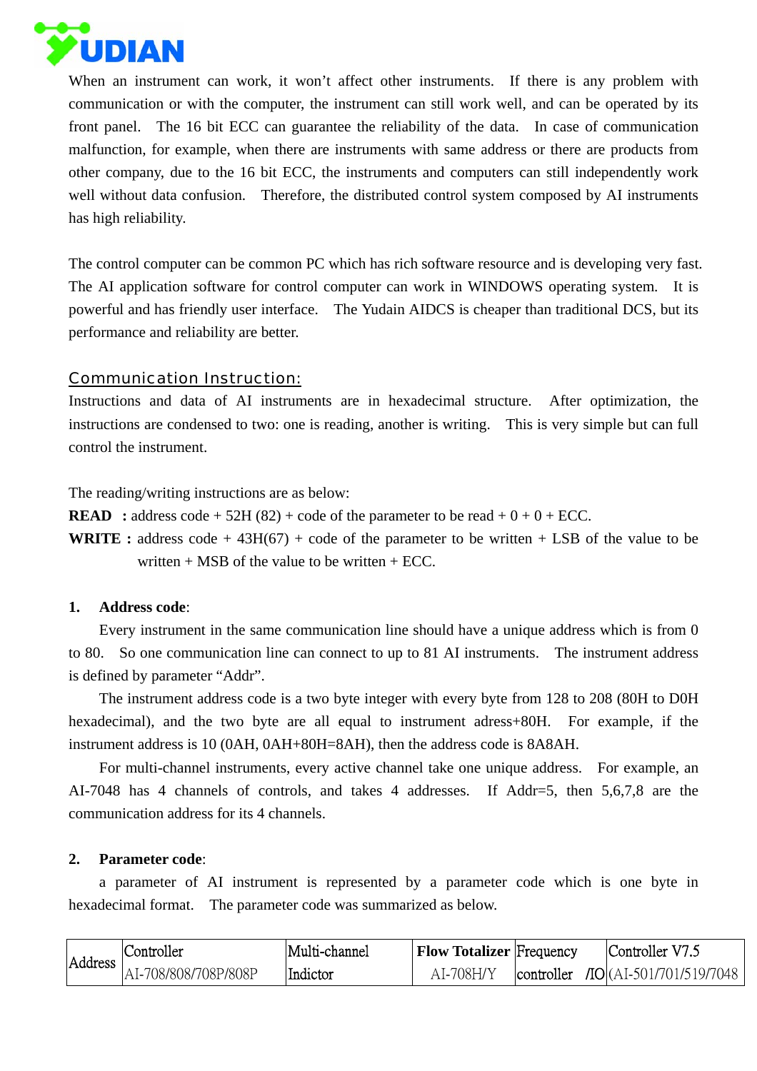When an instrument can work, it won't affect other instruments. If there is any problem with communication or with the computer, the instrument can still work well, and can be operated by its front panel. The 16 bit ECC can guarantee the reliability of the data. In case of communication malfunction, for example, when there are instruments with same address or there are products from other company, due to the 16 bit ECC, the instruments and computers can still independently work well without data confusion. Therefore, the distributed control system composed by AI instruments has high reliability.

The control computer can be common PC which has rich software resource and is developing very fast. The AI application software for control computer can work in WINDOWS operating system. It is powerful and has friendly user interface. The Yudain AIDCS is cheaper than traditional DCS, but its performance and reliability are better.

## Communication Instruction:

Instructions and data of AI instruments are in hexadecimal structure. After optimization, the instructions are condensed to two: one is reading, another is writing. This is very simple but can full control the instrument.

The reading/writing instructions are as below:

**READ** : address code + 52H (82) + code of the parameter to be read + 0 + 0 + ECC.

**WRITE** : address code + 43H(67) + code of the parameter to be written + LSB of the value to be written + MSB of the value to be written + ECC.

**1. Address code**:

Every instrument in the same communication line should have a unique address which is from 0 to 80. So one communication line can connect to up to 81 AI instruments. The instrument address is defined by parameter "Addr".

The instrument address code is a two byte integer with every byte from 128 to 208 (80H to D0H hexadecimal), and the two byte are all equal to instrument adress+80H. For example, if the instrument address is 10 (0AH, 0AH+80H=8AH), then the address code is 8A8AH.

For multi-channel instruments, every active channel take one unique address. For example, an AI-7048 has 4 channels of controls, and takes 4 addresses. If Addr=5, then 5,6,7,8 are the communication address for its 4 channels.

**2. Parameter code**:

a parameter of AI instrument is represented by a parameter code which is one byte in hexadecimal format. The parameter code was summarized as below.

| Address | Controller AI-708/808/708P/808P | Multi-channel Indictor | **Flow Totalizer** AI-708H/Y | Frequency controller /IO | Controller V7.5 (AI-501/701/519/7048 |
|---|---|---|---|---|---|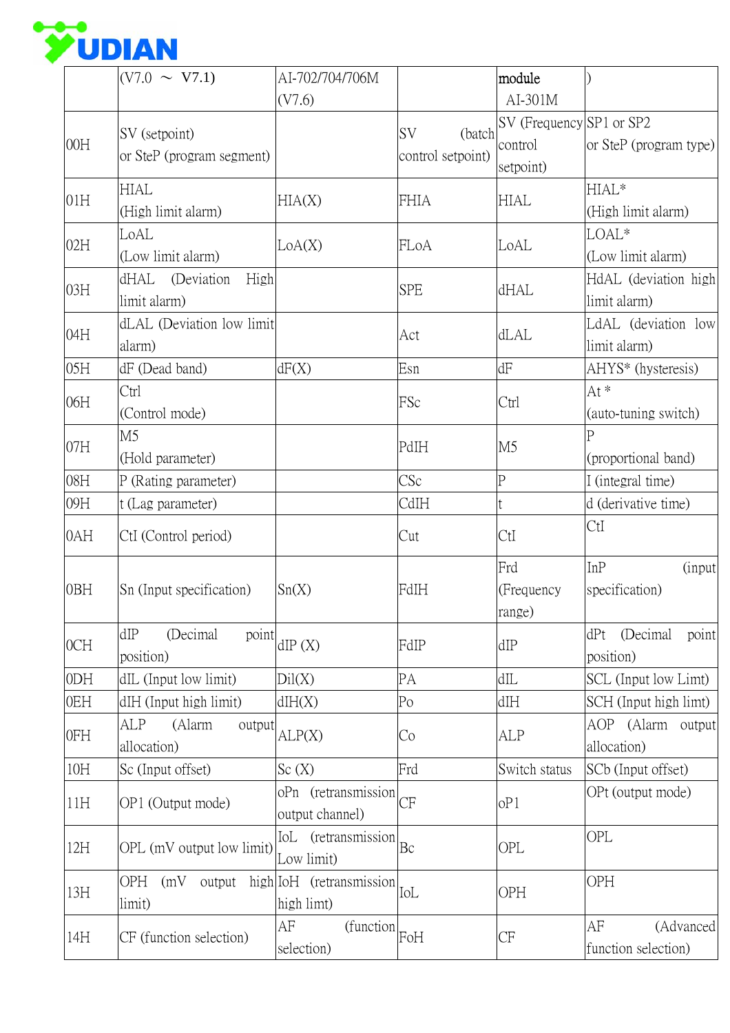| | (V7.0 ～ V7.1) | AI-702/704/706M (V7.6) | | module AI-301M | ) |
|---|---|---|---|---|---|
| 00H | SV (setpoint) or SteP (program segment) | | SV (batch control setpoint) | SV (Frequency control setpoint) | SP1 or SP2 or SteP (program type) |
| 01H | HIAL (High limit alarm) | HIA(X) | FHIA | HIAL | HIAL* (High limit alarm) |
| 02H | LoAL (Low limit alarm) | LoA(X) | FLoA | LoAL | LOAL* (Low limit alarm) |
| 03H | dHAL (Deviation High limit alarm) | | SPE | dHAL | HdAL (deviation high limit alarm) |
| 04H | dLAL (Deviation low limit alarm) | | Act | dLAL | LdAL (deviation low limit alarm) |
| 05H | dF (Dead band) | dF(X) | Esn | dF | AHYS* (hysteresis) |
| 06H | Ctrl (Control mode) | | FSc | Ctrl | At * (auto-tuning switch) |
| 07H | M5 (Hold parameter) | | PdIH | M5 | P (proportional band) |
| 08H | P (Rating parameter) | | CSc | P | I (integral time) |
| 09H | t (Lag parameter) | | CdIH | t | d (derivative time) |
| 0AH | CtI (Control period) | | Cut | CtI | CtI |
| 0BH | Sn (Input specification) | Sn(X) | FdIH | Frd (Frequency range) | InP (input specification) |
| 0CH | dIP (Decimal point position) | dIP (X) | FdIP | dIP | dPt (Decimal point position) |
| 0DH | dIL (Input low limit) | Dil(X) | PA | dIL | SCL (Input low Limt) |
| 0EH | dIH (Input high limit) | dIH(X) | Po | dIH | SCH (Input high limt) |
| 0FH | ALP (Alarm output allocation) | ALP(X) | Co | ALP | AOP (Alarm output allocation) |
| 10H | Sc (Input offset) | Sc (X) | Frd | Switch status | SCb (Input offset) |
| 11H | OP1 (Output mode) | oPn (retransmission output channel) | CF | oP1 | OPt (output mode) |
| 12H | OPL (mV output low limit) | IoL (retransmission Low limit) | Bc | OPL | OPL |
| 13H | OPH (mV output high limit) | IoH (retransmission high limt) | IoL | OPH | OPH |
| 14H | CF (function selection) | AF (function selection) | FoH | CF | AF (Advanced function selection) |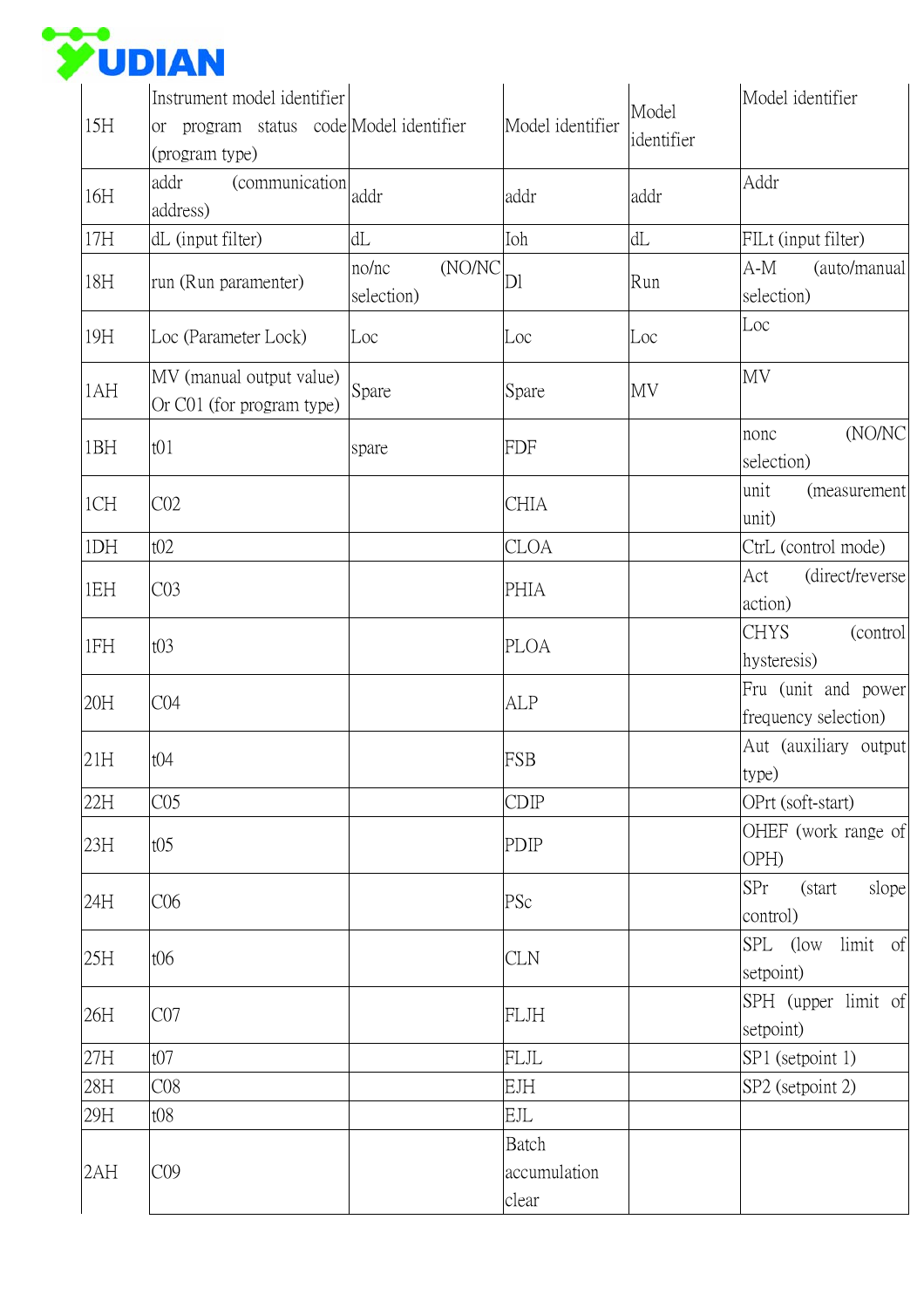| 15H | Instrument model identifier or program status code (program type) | Model identifier | Model identifier | Model identifier | Model identifier |
|---|---|---|---|---|---|
| 16H | addr (communication address) | addr | addr | addr | Addr |
| 17H | dL (input filter) | dL | Ioh | dL | FILt (input filter) |
| 18H | run (Run paramenter) | no/nc (NO/NC selection) | Dl | Run | A-M (auto/manual selection) |
| 19H | Loc (Parameter Lock) | Loc | Loc | Loc | Loc |
| 1AH | MV (manual output value) Or C01 (for program type) | Spare | Spare | MV | MV |
| 1BH | t01 | spare | FDF | | nonc (NO/NC selection) |
| 1CH | C02 | | CHIA | | unit (measurement unit) |
| 1DH | t02 | | CLOA | | CtrL (control mode) |
| 1EH | C03 | | PHIA | | Act (direct/reverse action) |
| 1FH | t03 | | PLOA | | CHYS (control hysteresis) |
| 20H | C04 | | ALP | | Fru (unit and power frequency selection) |
| 21H | t04 | | FSB | | Aut (auxiliary output type) |
| 22H | C05 | | CDIP | | OPrt (soft-start) |
| 23H | t05 | | PDIP | | OHEF (work range of OPH) |
| 24H | C06 | | PSc | | SPr (start slope control) |
| 25H | t06 | | CLN | | SPL (low limit of setpoint) |
| 26H | C07 | | FLJH | | SPH (upper limit of setpoint) |
| 27H | t07 | | FLJL | | SP1 (setpoint 1) |
| 28H | C08 | | EJH | | SP2 (setpoint 2) |
| 29H | t08 | | EJL | | |
| 2AH | C09 | | Batch accumulation clear | | |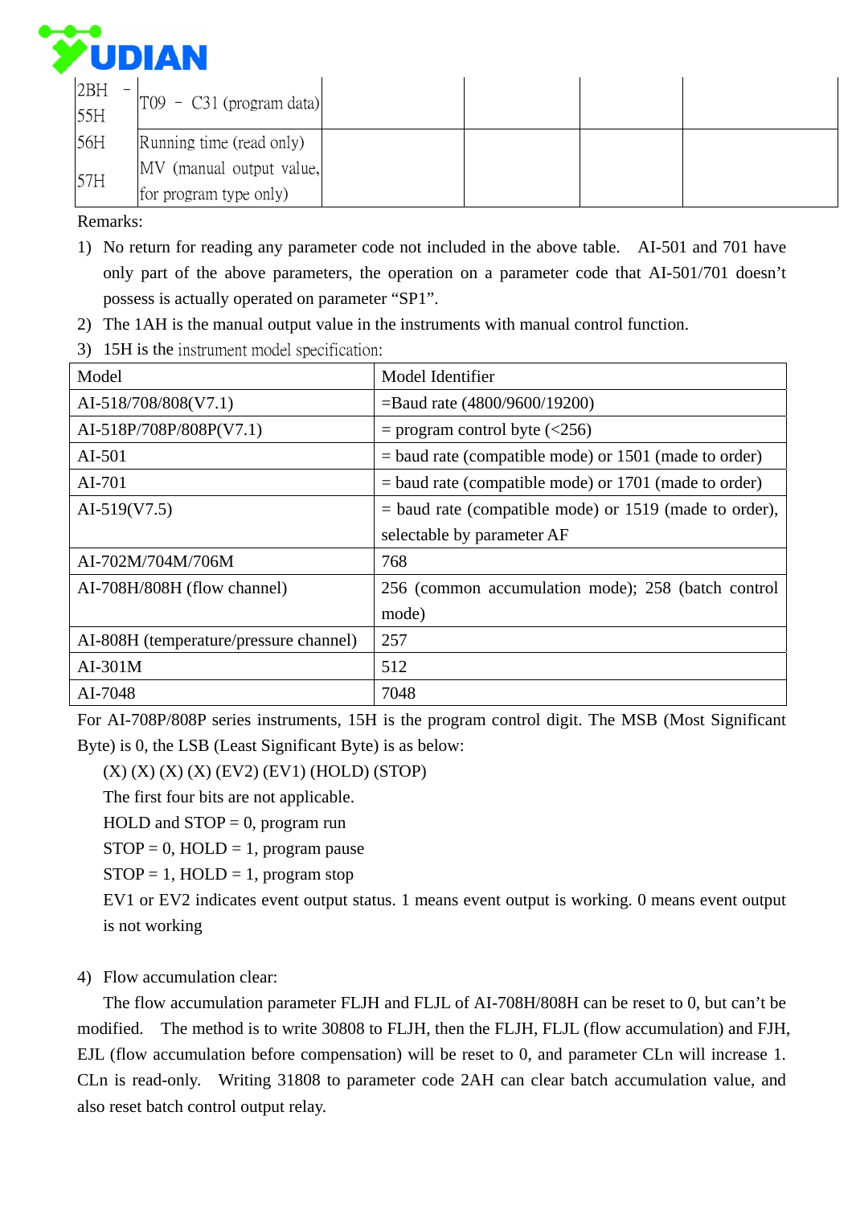| | | | | |
|---|---|---|---|---|
| 2BH – 55H | T09 – C31 (program data) | | | |
| 56H | Running time (read only) | | | |
| 57H | MV (manual output value, for program type only) | | | |

Remarks:

1) No return for reading any parameter code not included in the above table. AI-501 and 701 have only part of the above parameters, the operation on a parameter code that AI-501/701 doesn't possess is actually operated on parameter "SP1".
2) The 1AH is the manual output value in the instruments with manual control function.
3) 15H is the instrument model specification:

| Model | Model Identifier |
|---|---|
| AI-518/708/808(V7.1) | =Baud rate (4800/9600/19200) |
| AI-518P/708P/808P(V7.1) | = program control byte (<256) |
| AI-501 | = baud rate (compatible mode) or 1501 (made to order) |
| AI-701 | = baud rate (compatible mode) or 1701 (made to order) |
| AI-519(V7.5) | = baud rate (compatible mode) or 1519 (made to order), selectable by parameter AF |
| AI-702M/704M/706M | 768 |
| AI-708H/808H (flow channel) | 256 (common accumulation mode); 258 (batch control mode) |
| AI-808H (temperature/pressure channel) | 257 |
| AI-301M | 512 |
| AI-7048 | 7048 |

For AI-708P/808P series instruments, 15H is the program control digit. The MSB (Most Significant Byte) is 0, the LSB (Least Significant Byte) is as below:

(X) (X) (X) (X) (EV2) (EV1) (HOLD) (STOP)

The first four bits are not applicable.

HOLD and STOP = 0, program run

STOP = 0, HOLD = 1, program pause

STOP = 1, HOLD = 1, program stop

EV1 or EV2 indicates event output status. 1 means event output is working. 0 means event output is not working

4) Flow accumulation clear:

The flow accumulation parameter FLJH and FLJL of AI-708H/808H can be reset to 0, but can't be modified. The method is to write 30808 to FLJH, then the FLJH, FLJL (flow accumulation) and FJH, EJL (flow accumulation before compensation) will be reset to 0, and parameter CLn will increase 1. CLn is read-only. Writing 31808 to parameter code 2AH can clear batch accumulation value, and also reset batch control output relay.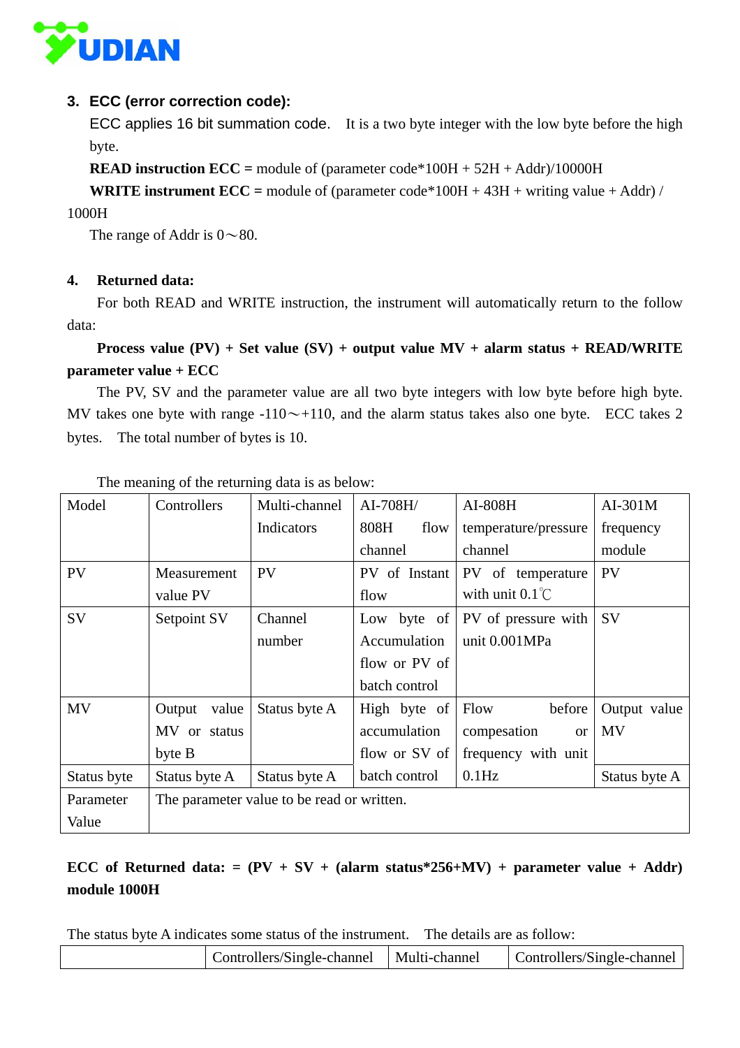3. **ECC (error correction code):**

ECC applies 16 bit summation code. It is a two byte integer with the low byte before the high byte.

**READ instruction ECC =** module of (parameter code*100H + 52H + Addr)/10000H

**WRITE instrument ECC =** module of (parameter code*100H + 43H + writing value + Addr) / 1000H

The range of Addr is 0～80.

4. **Returned data:**

For both READ and WRITE instruction, the instrument will automatically return to the follow data:

**Process value (PV) + Set value (SV) + output value MV + alarm status + READ/WRITE parameter value + ECC**

The PV, SV and the parameter value are all two byte integers with low byte before high byte. MV takes one byte with range -110～+110, and the alarm status takes also one byte. ECC takes 2 bytes. The total number of bytes is 10.

The meaning of the returning data is as below:

| Model | Controllers | Multi-channel Indicators | AI-708H/ 808H flow channel | AI-808H temperature/pressure channel | AI-301M frequency module |
|---|---|---|---|---|---|
| PV | Measurement value PV | PV | PV of Instant flow | PV of temperature with unit 0.1℃ | PV |
| SV | Setpoint SV | Channel number | Low byte of Accumulation flow or PV of batch control | PV of pressure with unit 0.001MPa | SV |
| MV | Output value MV or status byte B | Status byte A | High byte of accumulation flow or SV of batch control | Flow before compesation or frequency with unit 0.1Hz | Output value MV |
| Status byte | Status byte A | Status byte A | | | Status byte A |
| Parameter Value | The parameter value to be read or written. | | | | |

**ECC of Returned data: = (PV + SV + (alarm status*256+MV) + parameter value + Addr) module 1000H**

The status byte A indicates some status of the instrument. The details are as follow:

| | Controllers/Single-channel | Multi-channel | Controllers/Single-channel |
|---|---|---|---|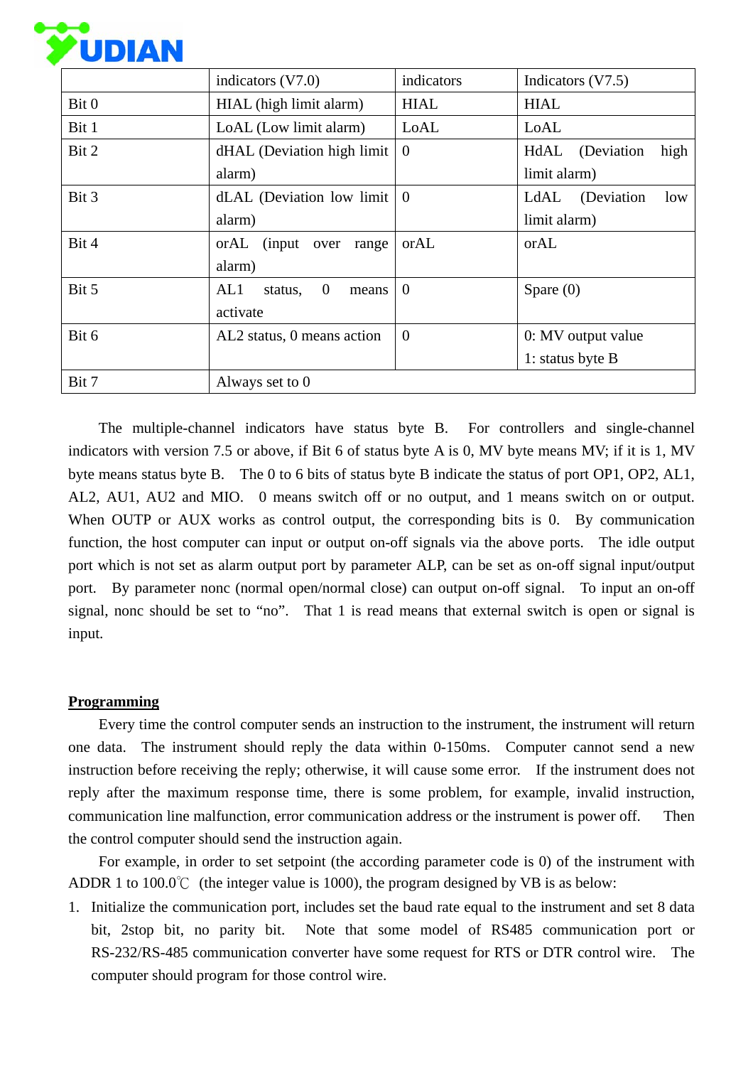| | indicators (V7.0) | indicators | Indicators (V7.5) |
|---|---|---|---|
| Bit 0 | HIAL (high limit alarm) | HIAL | HIAL |
| Bit 1 | LoAL (Low limit alarm) | LoAL | LoAL |
| Bit 2 | dHAL (Deviation high limit alarm) | 0 | HdAL (Deviation high limit alarm) |
| Bit 3 | dLAL (Deviation low limit alarm) | 0 | LdAL (Deviation low limit alarm) |
| Bit 4 | orAL (input over range alarm) | orAL | orAL |
| Bit 5 | AL1 status, 0 means activate | 0 | Spare (0) |
| Bit 6 | AL2 status, 0 means action | 0 | 0: MV output value<br>1: status byte B |
| Bit 7 | Always set to 0 | | |

The multiple-channel indicators have status byte B. For controllers and single-channel indicators with version 7.5 or above, if Bit 6 of status byte A is 0, MV byte means MV; if it is 1, MV byte means status byte B. The 0 to 6 bits of status byte B indicate the status of port OP1, OP2, AL1, AL2, AU1, AU2 and MIO. 0 means switch off or no output, and 1 means switch on or output. When OUTP or AUX works as control output, the corresponding bits is 0. By communication function, the host computer can input or output on-off signals via the above ports. The idle output port which is not set as alarm output port by parameter ALP, can be set as on-off signal input/output port. By parameter nonc (normal open/normal close) can output on-off signal. To input an on-off signal, nonc should be set to "no". That 1 is read means that external switch is open or signal is input.

## **Programming**

Every time the control computer sends an instruction to the instrument, the instrument will return one data. The instrument should reply the data within 0-150ms. Computer cannot send a new instruction before receiving the reply; otherwise, it will cause some error. If the instrument does not reply after the maximum response time, there is some problem, for example, invalid instruction, communication line malfunction, error communication address or the instrument is power off. Then the control computer should send the instruction again.

For example, in order to set setpoint (the according parameter code is 0) of the instrument with ADDR 1 to 100.0℃ (the integer value is 1000), the program designed by VB is as below:

1. Initialize the communication port, includes set the baud rate equal to the instrument and set 8 data bit, 2stop bit, no parity bit. Note that some model of RS485 communication port or RS-232/RS-485 communication converter have some request for RTS or DTR control wire. The computer should program for those control wire.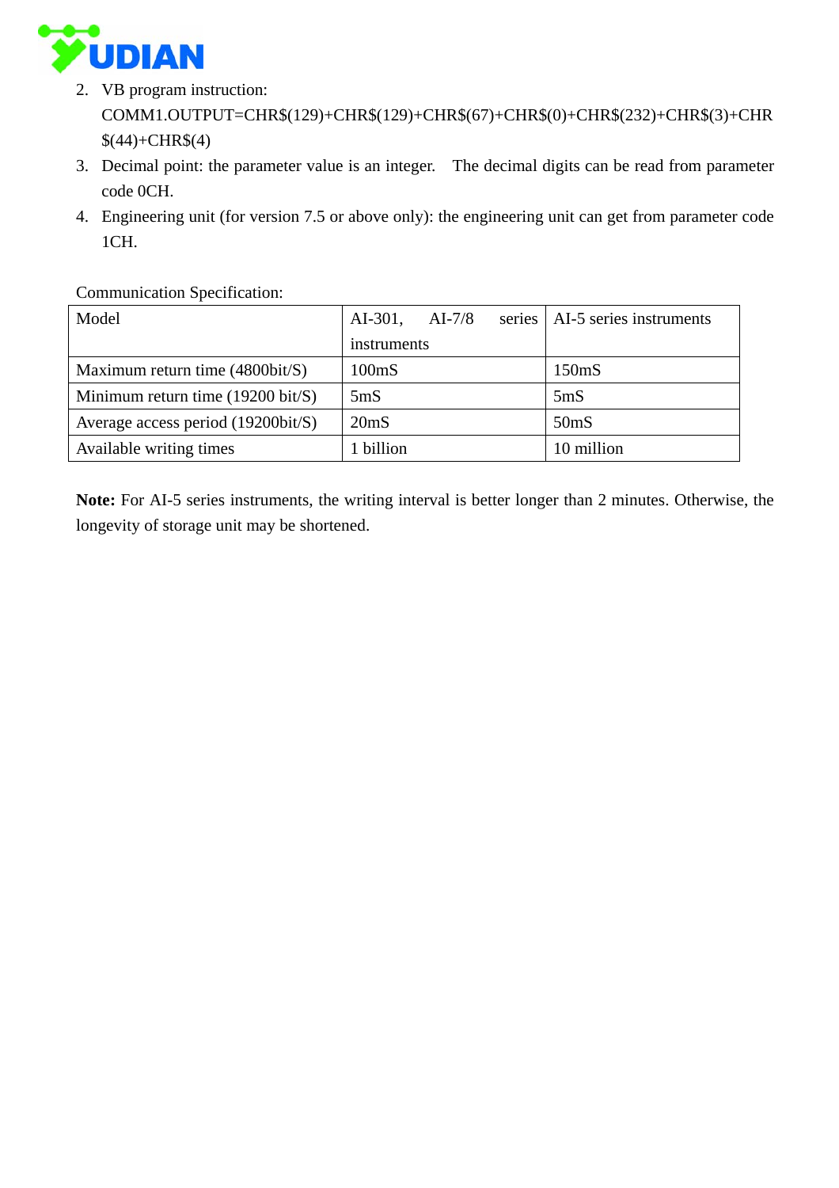2. VB program instruction:
   COMM1.OUTPUT=CHR$(129)+CHR$(129)+CHR$(67)+CHR$(0)+CHR$(232)+CHR$(3)+CHR$(44)+CHR$(4)
3. Decimal point: the parameter value is an integer. The decimal digits can be read from parameter code 0CH.
4. Engineering unit (for version 7.5 or above only): the engineering unit can get from parameter code 1CH.

Communication Specification:

| Model | AI-301, AI-7/8 series instruments | AI-5 series instruments |
|---|---|---|
| Maximum return time (4800bit/S) | 100mS | 150mS |
| Minimum return time (19200 bit/S) | 5mS | 5mS |
| Average access period (19200bit/S) | 20mS | 50mS |
| Available writing times | 1 billion | 10 million |

**Note:** For AI-5 series instruments, the writing interval is better longer than 2 minutes. Otherwise, the longevity of storage unit may be shortened.